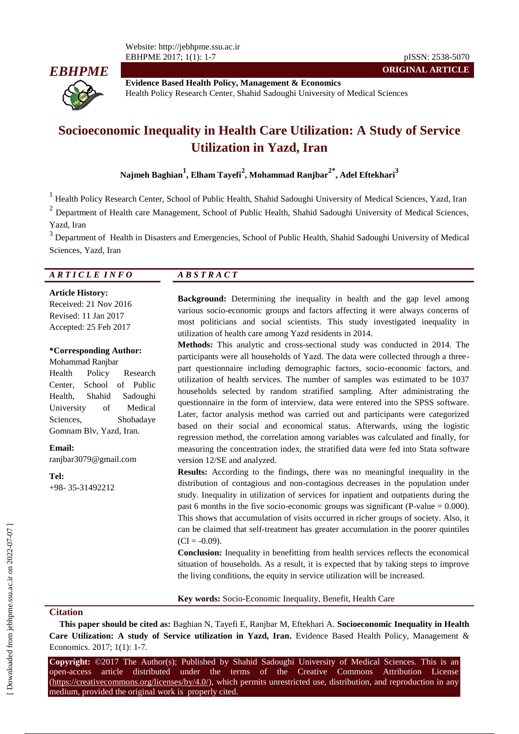**ORIGINAL ARTICLE**

**Evidence Based Health Policy, Management & Economics**
Health Policy Research Center, Shahid Sadoughi University of Medical Sciences

# Socioeconomic Inequality in Health Care Utilization: A Study of Service Utilization in Yazd, Iran

**Najmeh Baghian[1], Elham Tayefi[2], Mohammad Ranjbar[2*], Adel Eftekhari[3]**

[1] Health Policy Research Center, School of Public Health, Shahid Sadoughi University of Medical Sciences, Yazd, Iran

[2] Department of Health care Management, School of Public Health, Shahid Sadoughi University of Medical Sciences, Yazd, Iran

[3] Department of Health in Disasters and Emergencies, School of Public Health, Shahid Sadoughi University of Medical Sciences, Yazd, Iran

## *ARTICLE INFO*

**Article History:**
Received: 21 Nov 2016
Revised: 11 Jan 2017
Accepted: 25 Feb 2017

**\*Corresponding Author:**
Mohammad Ranjbar
Health Policy Research Center, School of Public Health, Shahid Sadoughi University of Medical Sciences, Shohadaye Gomnam Blv, Yazd, Iran.

**Email:**
ranjbar3079@gmail.com

**Tel:**
+98- 35-31492212

## *ABSTRACT*

**Background:** Determining the inequality in health and the gap level among various socio-economic groups and factors affecting it were always concerns of most politicians and social scientists. This study investigated inequality in utilization of health care among Yazd residents in 2014.

**Methods:** This analytic and cross-sectional study was conducted in 2014. The participants were all households of Yazd. The data were collected through a three-part questionnaire including demographic factors, socio-economic factors, and utilization of health services. The number of samples was estimated to be 1037 households selected by random stratified sampling. After administrating the questionnaire in the form of interview, data were entered into the SPSS software. Later, factor analysis method was carried out and participants were categorized based on their social and economical status. Afterwards, using the logistic regression method, the correlation among variables was calculated and finally, for measuring the concentration index, the stratified data were fed into Stata software version 12/SE and analyzed.

**Results:** According to the findings, there was no meaningful inequality in the distribution of contagious and non-contagious decreases in the population under study. Inequality in utilization of services for inpatient and outpatients during the past 6 months in the five socio-economic groups was significant (P-value = 0.000). This shows that accumulation of visits occurred in richer groups of society. Also, it can be claimed that self-treatment has greater accumulation in the poorer quintiles (CI = -0.09).

**Conclusion:** Inequality in benefitting from health services reflects the economical situation of households. As a result, it is expected that by taking steps to improve the living conditions, the equity in service utilization will be increased.

**Key words:** Socio-Economic Inequality, Benefit, Health Care

## Citation

**This paper should be cited as:** Baghian N, Tayefi E, Ranjbar M, Eftekhari A. **Socioeconomic Inequality in Health Care Utilization: A study of Service utilization in Yazd, Iran.** Evidence Based Health Policy, Management & Economics. 2017; 1(1): 1-7.

**Copyright:** ©2017 The Author(s); Published by Shahid Sadoughi University of Medical Sciences. This is an open-access article distributed under the terms of the Creative Commons Attribution License (https://creativecommons.org/licenses/by/4.0/), which permits unrestricted use, distribution, and reproduction in any medium, provided the original work is properly cited.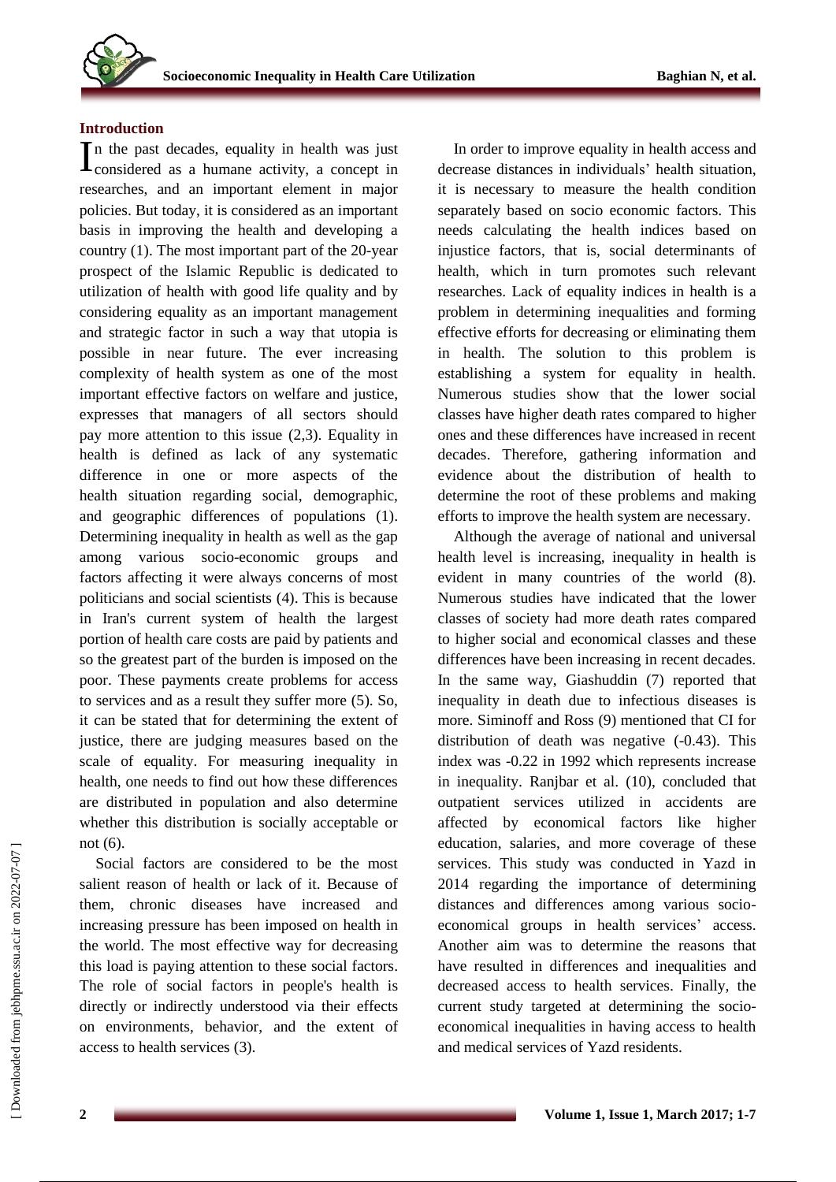## Introduction

In the past decades, equality in health was just considered as a humane activity, a concept in researches, and an important element in major policies. But today, it is considered as an important basis in improving the health and developing a country (1). The most important part of the 20-year prospect of the Islamic Republic is dedicated to utilization of health with good life quality and by considering equality as an important management and strategic factor in such a way that utopia is possible in near future. The ever increasing complexity of health system as one of the most important effective factors on welfare and justice, expresses that managers of all sectors should pay more attention to this issue (2,3). Equality in health is defined as lack of any systematic difference in one or more aspects of the health situation regarding social, demographic, and geographic differences of populations (1). Determining inequality in health as well as the gap among various socio-economic groups and factors affecting it were always concerns of most politicians and social scientists (4). This is because in Iran's current system of health the largest portion of health care costs are paid by patients and so the greatest part of the burden is imposed on the poor. These payments create problems for access to services and as a result they suffer more (5). So, it can be stated that for determining the extent of justice, there are judging measures based on the scale of equality. For measuring inequality in health, one needs to find out how these differences are distributed in population and also determine whether this distribution is socially acceptable or not (6).

Social factors are considered to be the most salient reason of health or lack of it. Because of them, chronic diseases have increased and increasing pressure has been imposed on health in the world. The most effective way for decreasing this load is paying attention to these social factors. The role of social factors in people's health is directly or indirectly understood via their effects on environments, behavior, and the extent of access to health services (3).

In order to improve equality in health access and decrease distances in individuals' health situation, it is necessary to measure the health condition separately based on socio economic factors. This needs calculating the health indices based on injustice factors, that is, social determinants of health, which in turn promotes such relevant researches. Lack of equality indices in health is a problem in determining inequalities and forming effective efforts for decreasing or eliminating them in health. The solution to this problem is establishing a system for equality in health. Numerous studies show that the lower social classes have higher death rates compared to higher ones and these differences have increased in recent decades. Therefore, gathering information and evidence about the distribution of health to determine the root of these problems and making efforts to improve the health system are necessary.

Although the average of national and universal health level is increasing, inequality in health is evident in many countries of the world (8). Numerous studies have indicated that the lower classes of society had more death rates compared to higher social and economical classes and these differences have been increasing in recent decades. In the same way, Giashuddin (7) reported that inequality in death due to infectious diseases is more. Siminoff and Ross (9) mentioned that CI for distribution of death was negative (-0.43). This index was -0.22 in 1992 which represents increase in inequality. Ranjbar et al. (10), concluded that outpatient services utilized in accidents are affected by economical factors like higher education, salaries, and more coverage of these services. This study was conducted in Yazd in 2014 regarding the importance of determining distances and differences among various socio-economical groups in health services' access. Another aim was to determine the reasons that have resulted in differences and inequalities and decreased access to health services. Finally, the current study targeted at determining the socio-economical inequalities in having access to health and medical services of Yazd residents.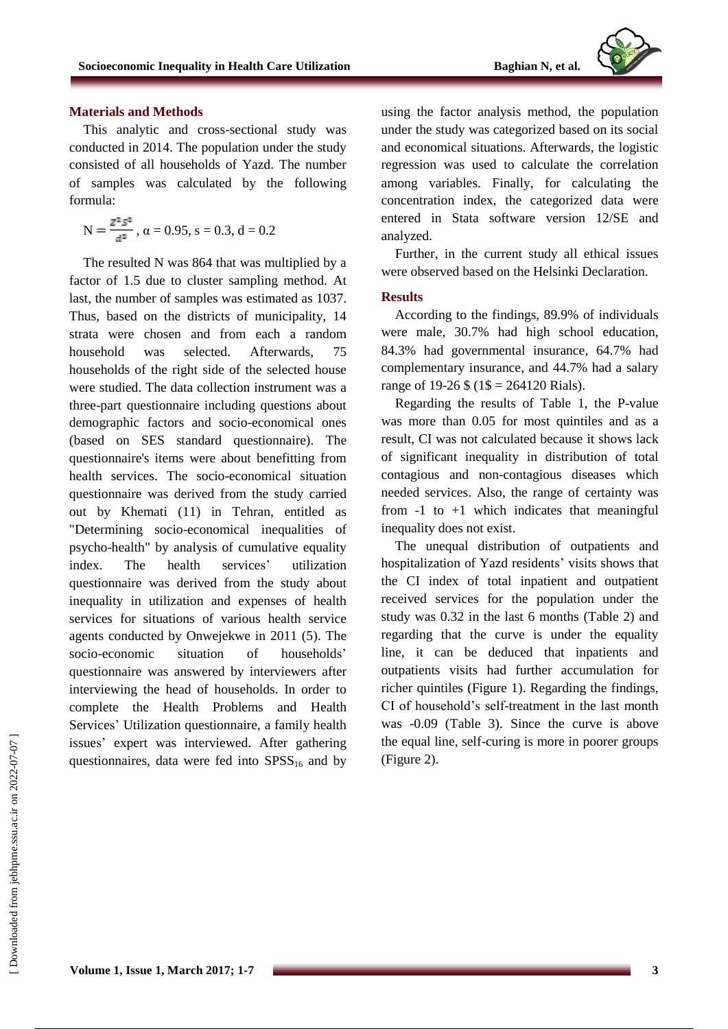## Materials and Methods

This analytic and cross-sectional study was conducted in 2014. The population under the study consisted of all households of Yazd. The number of samples was calculated by the following formula:

$$N = \frac{z^2 s^2}{d^2}, \ \alpha = 0.95, \ s = 0.3, \ d = 0.2$$

The resulted N was 864 that was multiplied by a factor of 1.5 due to cluster sampling method. At last, the number of samples was estimated as 1037. Thus, based on the districts of municipality, 14 strata were chosen and from each a random household was selected. Afterwards, 75 households of the right side of the selected house were studied. The data collection instrument was a three-part questionnaire including questions about demographic factors and socio-economical ones (based on SES standard questionnaire). The questionnaire's items were about benefitting from health services. The socio-economical situation questionnaire was derived from the study carried out by Khemati (11) in Tehran, entitled as "Determining socio-economical inequalities of psycho-health" by analysis of cumulative equality index. The health services' utilization questionnaire was derived from the study about inequality in utilization and expenses of health services for situations of various health service agents conducted by Onwejekwe in 2011 (5). The socio-economic situation of households' questionnaire was answered by interviewers after interviewing the head of households. In order to complete the Health Problems and Health Services' Utilization questionnaire, a family health issues' expert was interviewed. After gathering questionnaires, data were fed into $SPSS_{16}$ and by using the factor analysis method, the population under the study was categorized based on its social and economical situations. Afterwards, the logistic regression was used to calculate the correlation among variables. Finally, for calculating the concentration index, the categorized data were entered in Stata software version 12/SE and analyzed.

Further, in the current study all ethical issues were observed based on the Helsinki Declaration.

## Results

According to the findings, 89.9% of individuals were male, 30.7% had high school education, 84.3% had governmental insurance, 64.7% had complementary insurance, and 44.7% had a salary range of 19-26 $ (1$ = 264120 Rials).

Regarding the results of Table 1, the P-value was more than 0.05 for most quintiles and as a result, CI was not calculated because it shows lack of significant inequality in distribution of total contagious and non-contagious diseases which needed services. Also, the range of certainty was from -1 to +1 which indicates that meaningful inequality does not exist.

The unequal distribution of outpatients and hospitalization of Yazd residents' visits shows that the CI index of total inpatient and outpatient received services for the population under the study was 0.32 in the last 6 months (Table 2) and regarding that the curve is under the equality line, it can be deduced that inpatients and outpatients visits had further accumulation for richer quintiles (Figure 1). Regarding the findings, CI of household's self-treatment in the last month was -0.09 (Table 3). Since the curve is above the equal line, self-curing is more in poorer groups (Figure 2).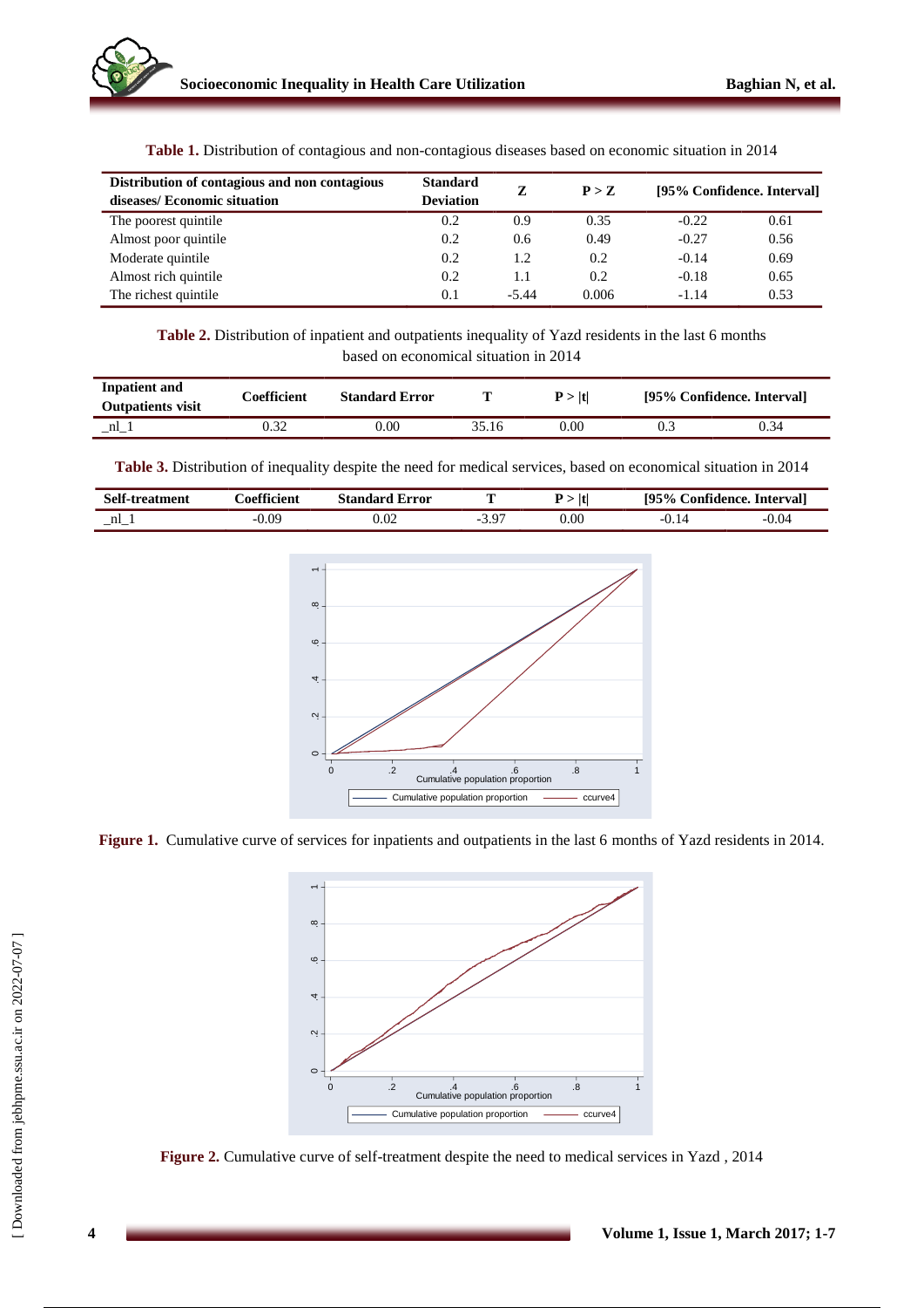**Table 1.** Distribution of contagious and non-contagious diseases based on economic situation in 2014

| Distribution of contagious and non contagious diseases/ Economic situation | Standard Deviation | Z | P > Z | [95% Confidence. Interval] | |
|---|---|---|---|---|---|
| The poorest quintile | 0.2 | 0.9 | 0.35 | -0.22 | 0.61 |
| Almost poor quintile | 0.2 | 0.6 | 0.49 | -0.27 | 0.56 |
| Moderate quintile | 0.2 | 1.2 | 0.2 | -0.14 | 0.69 |
| Almost rich quintile | 0.2 | 1.1 | 0.2 | -0.18 | 0.65 |
| The richest quintile | 0.1 | -5.44 | 0.006 | -1.14 | 0.53 |

**Table 2.** Distribution of inpatient and outpatients inequality of Yazd residents in the last 6 months based on economical situation in 2014

| Inpatient and Outpatients visit | Coefficient | Standard Error | T | P > \|t\| | [95% Confidence. Interval] | |
|---|---|---|---|---|---|---|
| _nl_1 | 0.32 | 0.00 | 35.16 | 0.00 | 0.3 | 0.34 |

**Table 3.** Distribution of inequality despite the need for medical services, based on economical situation in 2014

| Self-treatment | Coefficient | Standard Error | T | P > \|t\| | [95% Confidence. Interval] | |
|---|---|---|---|---|---|---|
| _nl_1 | -0.09 | 0.02 | -3.97 | 0.00 | -0.14 | -0.04 |

**Figure 1.** Cumulative curve of services for inpatients and outpatients in the last 6 months of Yazd residents in 2014.

**Figure 2.** Cumulative curve of self-treatment despite the need to medical services in Yazd , 2014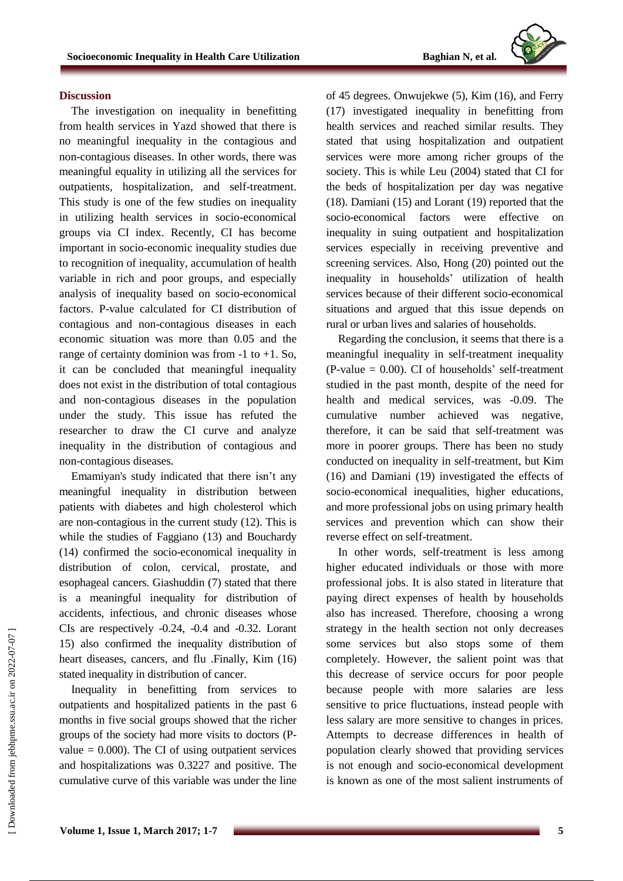## Discussion

The investigation on inequality in benefitting from health services in Yazd showed that there is no meaningful inequality in the contagious and non-contagious diseases. In other words, there was meaningful equality in utilizing all the services for outpatients, hospitalization, and self-treatment. This study is one of the few studies on inequality in utilizing health services in socio-economical groups via CI index. Recently, CI has become important in socio-economic inequality studies due to recognition of inequality, accumulation of health variable in rich and poor groups, and especially analysis of inequality based on socio-economical factors. P-value calculated for CI distribution of contagious and non-contagious diseases in each economic situation was more than 0.05 and the range of certainty dominion was from -1 to +1. So, it can be concluded that meaningful inequality does not exist in the distribution of total contagious and non-contagious diseases in the population under the study. This issue has refuted the researcher to draw the CI curve and analyze inequality in the distribution of contagious and non-contagious diseases.

Emamiyan's study indicated that there isn't any meaningful inequality in distribution between patients with diabetes and high cholesterol which are non-contagious in the current study (12). This is while the studies of Faggiano (13) and Bouchardy (14) confirmed the socio-economical inequality in distribution of colon, cervical, prostate, and esophageal cancers. Giashuddin (7) stated that there is a meaningful inequality for distribution of accidents, infectious, and chronic diseases whose CIs are respectively -0.24, -0.4 and -0.32. Lorant 15) also confirmed the inequality distribution of heart diseases, cancers, and flu .Finally, Kim (16) stated inequality in distribution of cancer.

Inequality in benefitting from services to outpatients and hospitalized patients in the past 6 months in five social groups showed that the richer groups of the society had more visits to doctors (P-value = 0.000). The CI of using outpatient services and hospitalizations was 0.3227 and positive. The cumulative curve of this variable was under the line of 45 degrees. Onwujekwe (5), Kim (16), and Ferry (17) investigated inequality in benefitting from health services and reached similar results. They stated that using hospitalization and outpatient services were more among richer groups of the society. This is while Leu (2004) stated that CI for the beds of hospitalization per day was negative (18). Damiani (15) and Lorant (19) reported that the socio-economical factors were effective on inequality in suing outpatient and hospitalization services especially in receiving preventive and screening services. Also, Hong (20) pointed out the inequality in households' utilization of health services because of their different socio-economical situations and argued that this issue depends on rural or urban lives and salaries of households.

Regarding the conclusion, it seems that there is a meaningful inequality in self-treatment inequality (P-value = 0.00). CI of households' self-treatment studied in the past month, despite of the need for health and medical services, was -0.09. The cumulative number achieved was negative, therefore, it can be said that self-treatment was more in poorer groups. There has been no study conducted on inequality in self-treatment, but Kim (16) and Damiani (19) investigated the effects of socio-economical inequalities, higher educations, and more professional jobs on using primary health services and prevention which can show their reverse effect on self-treatment.

In other words, self-treatment is less among higher educated individuals or those with more professional jobs. It is also stated in literature that paying direct expenses of health by households also has increased. Therefore, choosing a wrong strategy in the health section not only decreases some services but also stops some of them completely. However, the salient point was that this decrease of service occurs for poor people because people with more salaries are less sensitive to price fluctuations, instead people with less salary are more sensitive to changes in prices. Attempts to decrease differences in health of population clearly showed that providing services is not enough and socio-economical development is known as one of the most salient instruments of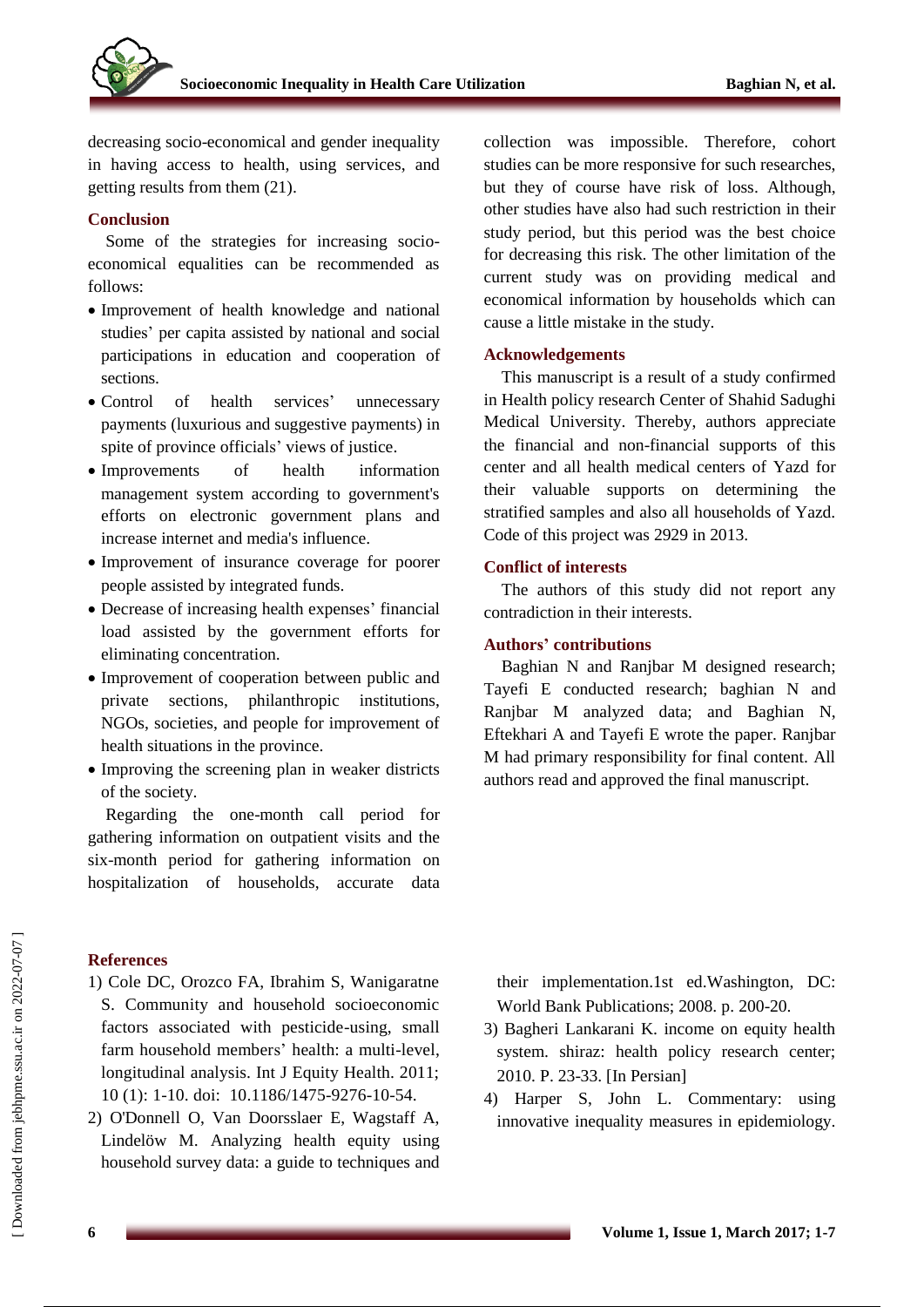decreasing socio-economical and gender inequality in having access to health, using services, and getting results from them (21).

## Conclusion

Some of the strategies for increasing socio-economical equalities can be recommended as follows:

- Improvement of health knowledge and national studies' per capita assisted by national and social participations in education and cooperation of sections.
- Control of health services' unnecessary payments (luxurious and suggestive payments) in spite of province officials' views of justice.
- Improvements of health information management system according to government's efforts on electronic government plans and increase internet and media's influence.
- Improvement of insurance coverage for poorer people assisted by integrated funds.
- Decrease of increasing health expenses' financial load assisted by the government efforts for eliminating concentration.
- Improvement of cooperation between public and private sections, philanthropic institutions, NGOs, societies, and people for improvement of health situations in the province.
- Improving the screening plan in weaker districts of the society.

Regarding the one-month call period for gathering information on outpatient visits and the six-month period for gathering information on hospitalization of households, accurate data collection was impossible. Therefore, cohort studies can be more responsive for such researches, but they of course have risk of loss. Although, other studies have also had such restriction in their study period, but this period was the best choice for decreasing this risk. The other limitation of the current study was on providing medical and economical information by households which can cause a little mistake in the study.

## Acknowledgements

This manuscript is a result of a study confirmed in Health policy research Center of Shahid Sadughi Medical University. Thereby, authors appreciate the financial and non-financial supports of this center and all health medical centers of Yazd for their valuable supports on determining the stratified samples and also all households of Yazd. Code of this project was 2929 in 2013.

## Conflict of interests

The authors of this study did not report any contradiction in their interests.

## Authors' contributions

Baghian N and Ranjbar M designed research; Tayefi E conducted research; baghian N and Ranjbar M analyzed data; and Baghian N, Eftekhari A and Tayefi E wrote the paper. Ranjbar M had primary responsibility for final content. All authors read and approved the final manuscript.

## References

1) Cole DC, Orozco FA, Ibrahim S, Wanigaratne S. Community and household socioeconomic factors associated with pesticide-using, small farm household members' health: a multi-level, longitudinal analysis. Int J Equity Health. 2011; 10 (1): 1-10. doi: 10.1186/1475-9276-10-54.
2) O'Donnell O, Van Doorsslaer E, Wagstaff A, Lindelöw M. Analyzing health equity using household survey data: a guide to techniques and their implementation.1st ed.Washington, DC: World Bank Publications; 2008. p. 200-20.
3) Bagheri Lankarani K. income on equity health system. shiraz: health policy research center; 2010. P. 23-33. [In Persian]
4) Harper S, John L. Commentary: using innovative inequality measures in epidemiology.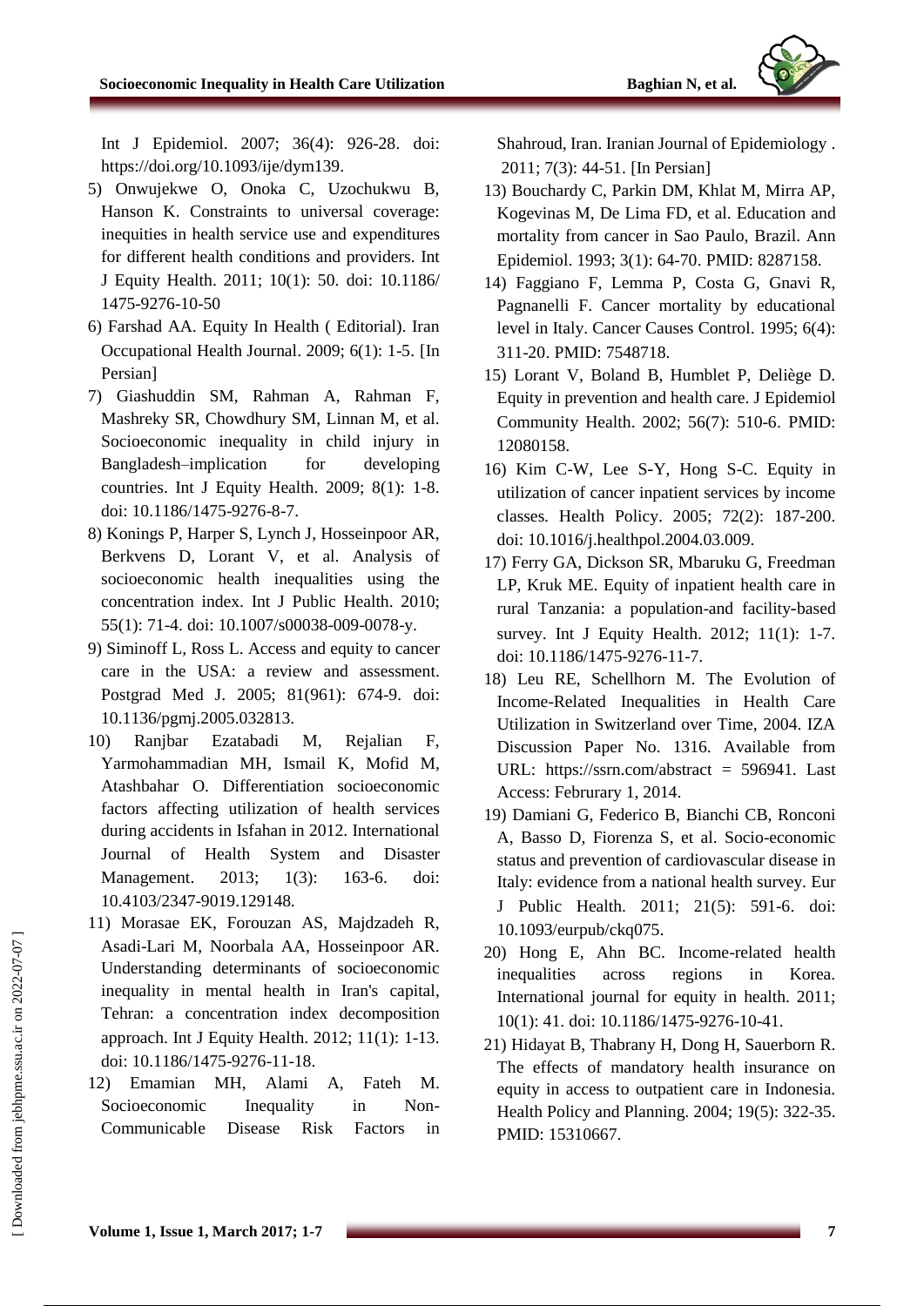Int J Epidemiol. 2007; 36(4): 926-28. doi: https://doi.org/10.1093/ije/dym139.

5) Onwujekwe O, Onoka C, Uzochukwu B, Hanson K. Constraints to universal coverage: inequities in health service use and expenditures for different health conditions and providers. Int J Equity Health. 2011; 10(1): 50. doi: 10.1186/ 1475-9276-10-50

6) Farshad AA. Equity In Health ( Editorial). Iran Occupational Health Journal. 2009; 6(1): 1-5. [In Persian]

7) Giashuddin SM, Rahman A, Rahman F, Mashreky SR, Chowdhury SM, Linnan M, et al. Socioeconomic inequality in child injury in Bangladesh–implication for developing countries. Int J Equity Health. 2009; 8(1): 1-8. doi: 10.1186/1475-9276-8-7.

8) Konings P, Harper S, Lynch J, Hosseinpoor AR, Berkvens D, Lorant V, et al. Analysis of socioeconomic health inequalities using the concentration index. Int J Public Health. 2010; 55(1): 71-4. doi: 10.1007/s00038-009-0078-y.

9) Siminoff L, Ross L. Access and equity to cancer care in the USA: a review and assessment. Postgrad Med J. 2005; 81(961): 674-9. doi: 10.1136/pgmj.2005.032813.

10) Ranjbar Ezatabadi M, Rejalian F, Yarmohammadian MH, Ismail K, Mofid M, Atashbahar O. Differentiation socioeconomic factors affecting utilization of health services during accidents in Isfahan in 2012. International Journal of Health System and Disaster Management. 2013; 1(3): 163-6. doi: 10.4103/2347-9019.129148.

11) Morasae EK, Forouzan AS, Majdzadeh R, Asadi-Lari M, Noorbala AA, Hosseinpoor AR. Understanding determinants of socioeconomic inequality in mental health in Iran's capital, Tehran: a concentration index decomposition approach. Int J Equity Health. 2012; 11(1): 1-13. doi: 10.1186/1475-9276-11-18.

12) Emamian MH, Alami A, Fateh M. Socioeconomic Inequality in Non-Communicable Disease Risk Factors in Shahroud, Iran. Iranian Journal of Epidemiology . 2011; 7(3): 44-51. [In Persian]

13) Bouchardy C, Parkin DM, Khlat M, Mirra AP, Kogevinas M, De Lima FD, et al. Education and mortality from cancer in Sao Paulo, Brazil. Ann Epidemiol. 1993; 3(1): 64-70. PMID: 8287158.

14) Faggiano F, Lemma P, Costa G, Gnavi R, Pagnanelli F. Cancer mortality by educational level in Italy. Cancer Causes Control. 1995; 6(4): 311-20. PMID: 7548718.

15) Lorant V, Boland B, Humblet P, Deliège D. Equity in prevention and health care. J Epidemiol Community Health. 2002; 56(7): 510-6. PMID: 12080158.

16) Kim C-W, Lee S-Y, Hong S-C. Equity in utilization of cancer inpatient services by income classes. Health Policy. 2005; 72(2): 187-200. doi: 10.1016/j.healthpol.2004.03.009.

17) Ferry GA, Dickson SR, Mbaruku G, Freedman LP, Kruk ME. Equity of inpatient health care in rural Tanzania: a population-and facility-based survey. Int J Equity Health. 2012; 11(1): 1-7. doi: 10.1186/1475-9276-11-7.

18) Leu RE, Schellhorn M. The Evolution of Income-Related Inequalities in Health Care Utilization in Switzerland over Time, 2004. IZA Discussion Paper No. 1316. Available from URL: https://ssrn.com/abstract = 596941. Last Access: Februrary 1, 2014.

19) Damiani G, Federico B, Bianchi CB, Ronconi A, Basso D, Fiorenza S, et al. Socio-economic status and prevention of cardiovascular disease in Italy: evidence from a national health survey. Eur J Public Health. 2011; 21(5): 591-6. doi: 10.1093/eurpub/ckq075.

20) Hong E, Ahn BC. Income-related health inequalities across regions in Korea. International journal for equity in health. 2011; 10(1): 41. doi: 10.1186/1475-9276-10-41.

21) Hidayat B, Thabrany H, Dong H, Sauerborn R. The effects of mandatory health insurance on equity in access to outpatient care in Indonesia. Health Policy and Planning. 2004; 19(5): 322-35. PMID: 15310667.